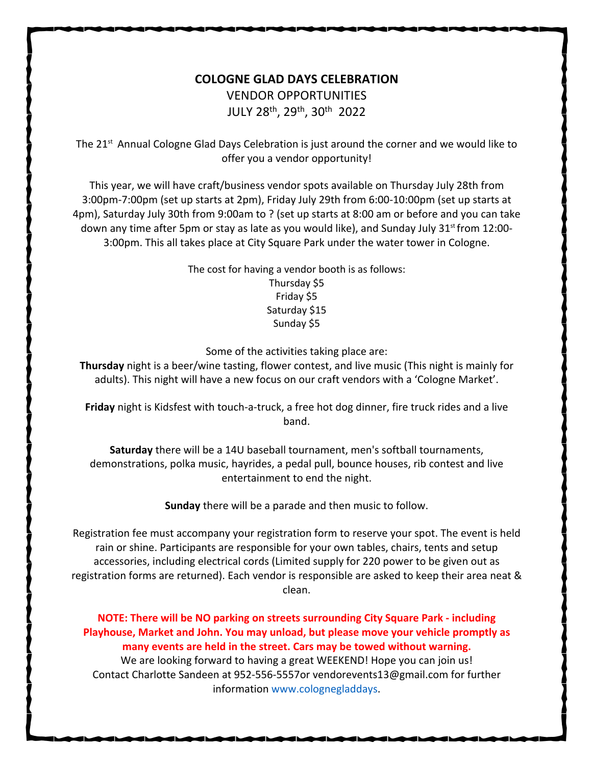# COLOGNE GLAD DAYS CELEBRATION

VENDOR OPPORTUNITIES

JULY 28th, 29th, 30th 2022

The 21st Annual Cologne Glad Days Celebration is just around the corner and we would like to offer you a vendor opportunity!

This year, we will have craft/business vendor spots available on Thursday July 28th from 3:00pm-7:00pm (set up starts at 2pm), Friday July 29th from 6:00-10:00pm (set up starts at 4pm), Saturday July 30th from 9:00am to ? (set up starts at 8:00 am or before and you can take down any time after 5pm or stay as late as you would like), and Sunday July 31st from 12:00-3:00pm. This all takes place at City Square Park under the water tower in Cologne.

The cost for having a vendor booth is as follows:

Thursday $5
Friday $5
Saturday $15
Sunday $5

Some of the activities taking place are:

**Thursday** night is a beer/wine tasting, flower contest, and live music (This night is mainly for adults). This night will have a new focus on our craft vendors with a 'Cologne Market'.

**Friday** night is Kidsfest with touch-a-truck, a free hot dog dinner, fire truck rides and a live band.

**Saturday** there will be a 14U baseball tournament, men's softball tournaments, demonstrations, polka music, hayrides, a pedal pull, bounce houses, rib contest and live entertainment to end the night.

**Sunday** there will be a parade and then music to follow.

Registration fee must accompany your registration form to reserve your spot. The event is held rain or shine. Participants are responsible for your own tables, chairs, tents and setup accessories, including electrical cords (Limited supply for 220 power to be given out as registration forms are returned). Each vendor is responsible are asked to keep their area neat & clean.

**NOTE: There will be NO parking on streets surrounding City Square Park - including Playhouse, Market and John. You may unload, but please move your vehicle promptly as many events are held in the street. Cars may be towed without warning.**

We are looking forward to having a great WEEKEND! Hope you can join us!
Contact Charlotte Sandeen at 952-556-5557or vendorevents13@gmail.com for further information www.colognegladdays.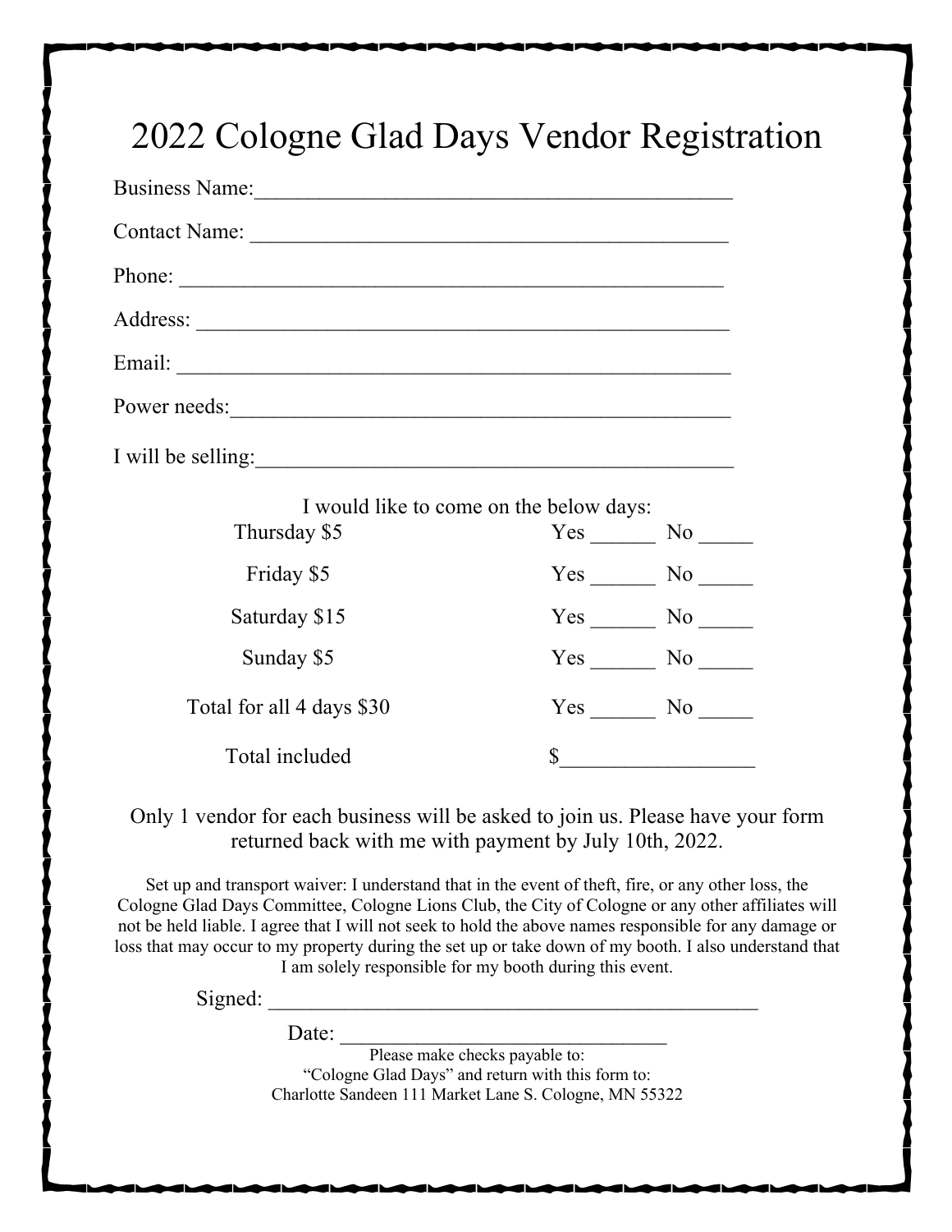# 2022 Cologne Glad Days Vendor Registration

Business Name:_____________________________________________

Contact Name: _____________________________________________

Phone: ___________________________________________________

Address: __________________________________________________

Email: ____________________________________________________

Power needs:_______________________________________________

I will be selling:____________________________________________

I would like to come on the below days:

| | |
|---|---|
| Thursday $5 | Yes ______ No _____ |
| Friday $5 | Yes ______ No _____ |
| Saturday $15 | Yes ______ No _____ |
| Sunday $5 | Yes ______ No _____ |
| Total for all 4 days $30 | Yes ______ No _____ |
| Total included | $_________________ |

Only 1 vendor for each business will be asked to join us. Please have your form returned back with me with payment by July 10th, 2022.

Set up and transport waiver: I understand that in the event of theft, fire, or any other loss, the Cologne Glad Days Committee, Cologne Lions Club, the City of Cologne or any other affiliates will not be held liable. I agree that I will not seek to hold the above names responsible for any damage or loss that may occur to my property during the set up or take down of my booth. I also understand that I am solely responsible for my booth during this event.

Signed: ________________________________________________

Date: _______________________________

Please make checks payable to:
"Cologne Glad Days" and return with this form to:
Charlotte Sandeen 111 Market Lane S. Cologne, MN 55322